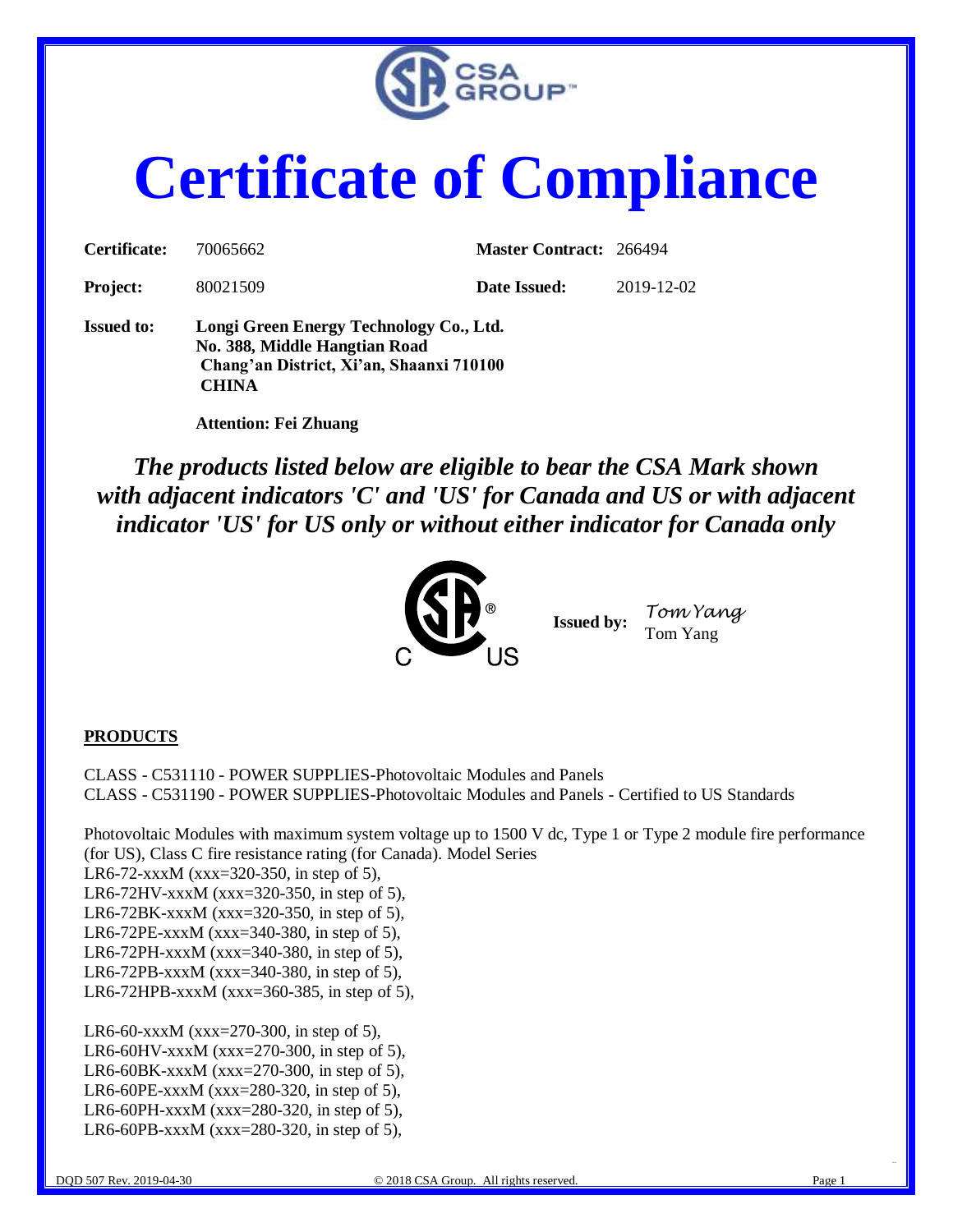# Certificate of Compliance

**Certificate:** 70065662 **Master Contract:** 266494

**Project:** 80021509 **Date Issued:** 2019-12-02

**Issued to:** **Longi Green Energy Technology Co., Ltd.**
**No. 388, Middle Hangtian Road**
**Chang'an District, Xi'an, Shaanxi 710100**
**CHINA**

**Attention: Fei Zhuang**

***The products listed below are eligible to bear the CSA Mark shown with adjacent indicators 'C' and 'US' for Canada and US or with adjacent indicator 'US' for US only or without either indicator for Canada only***

**Issued by:** Tom Yang
Tom Yang

**PRODUCTS**

CLASS - C531110 - POWER SUPPLIES-Photovoltaic Modules and Panels
CLASS - C531190 - POWER SUPPLIES-Photovoltaic Modules and Panels - Certified to US Standards

Photovoltaic Modules with maximum system voltage up to 1500 V dc, Type 1 or Type 2 module fire performance (for US), Class C fire resistance rating (for Canada). Model Series
LR6-72-xxxM (xxx=320-350, in step of 5),
LR6-72HV-xxxM (xxx=320-350, in step of 5),
LR6-72BK-xxxM (xxx=320-350, in step of 5),
LR6-72PE-xxxM (xxx=340-380, in step of 5),
LR6-72PH-xxxM (xxx=340-380, in step of 5),
LR6-72PB-xxxM (xxx=340-380, in step of 5),
LR6-72HPB-xxxM (xxx=360-385, in step of 5),

LR6-60-xxxM (xxx=270-300, in step of 5),
LR6-60HV-xxxM (xxx=270-300, in step of 5),
LR6-60BK-xxxM (xxx=270-300, in step of 5),
LR6-60PE-xxxM (xxx=280-320, in step of 5),
LR6-60PH-xxxM (xxx=280-320, in step of 5),
LR6-60PB-xxxM (xxx=280-320, in step of 5),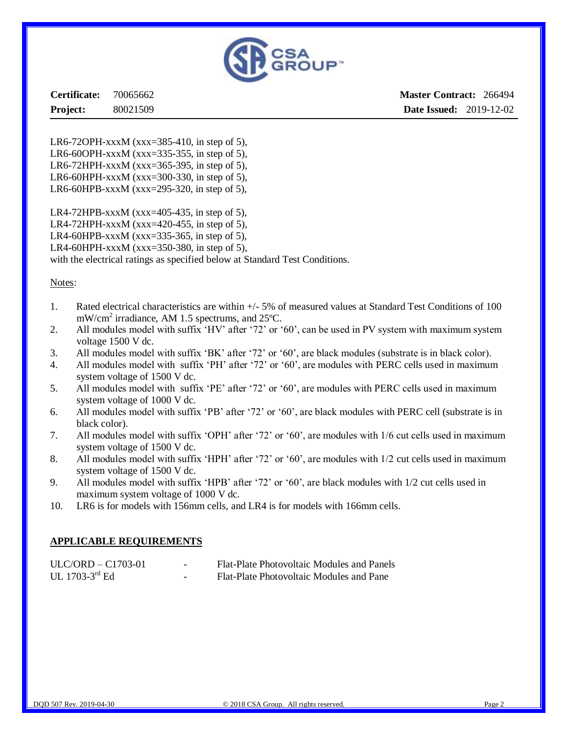**Certificate:** 70065662 **Master Contract:** 266494
**Project:** 80021509 **Date Issued:** 2019-12-02

LR6-72OPH-xxxM (xxx=385-410, in step of 5),
LR6-60OPH-xxxM (xxx=335-355, in step of 5),
LR6-72HPH-xxxM (xxx=365-395, in step of 5),
LR6-60HPH-xxxM (xxx=300-330, in step of 5),
LR6-60HPB-xxxM (xxx=295-320, in step of 5),

LR4-72HPB-xxxM (xxx=405-435, in step of 5),
LR4-72HPH-xxxM (xxx=420-455, in step of 5),
LR4-60HPB-xxxM (xxx=335-365, in step of 5),
LR4-60HPH-xxxM (xxx=350-380, in step of 5),
with the electrical ratings as specified below at Standard Test Conditions.

Notes:

1. Rated electrical characteristics are within +/- 5% of measured values at Standard Test Conditions of 100 $mW/cm^2$ irradiance, AM 1.5 spectrums, and 25ºC.
2. All modules model with suffix 'HV' after '72' or '60', can be used in PV system with maximum system voltage 1500 V dc.
3. All modules model with suffix 'BK' after '72' or '60', are black modules (substrate is in black color).
4. All modules model with suffix 'PH' after '72' or '60', are modules with PERC cells used in maximum system voltage of 1500 V dc.
5. All modules model with suffix 'PE' after '72' or '60', are modules with PERC cells used in maximum system voltage of 1000 V dc.
6. All modules model with suffix 'PB' after '72' or '60', are black modules with PERC cell (substrate is in black color).
7. All modules model with suffix 'OPH' after '72' or '60', are modules with 1/6 cut cells used in maximum system voltage of 1500 V dc.
8. All modules model with suffix 'HPH' after '72' or '60', are modules with 1/2 cut cells used in maximum system voltage of 1500 V dc.
9. All modules model with suffix 'HPB' after '72' or '60', are black modules with 1/2 cut cells used in maximum system voltage of 1000 V dc.
10. LR6 is for models with 156mm cells, and LR4 is for models with 166mm cells.

## APPLICABLE REQUIREMENTS

| | | |
|---|---|---|
| ULC/ORD – C1703-01 | - | Flat-Plate Photovoltaic Modules and Panels |
| UL 1703-3rd Ed | - | Flat-Plate Photovoltaic Modules and Pane |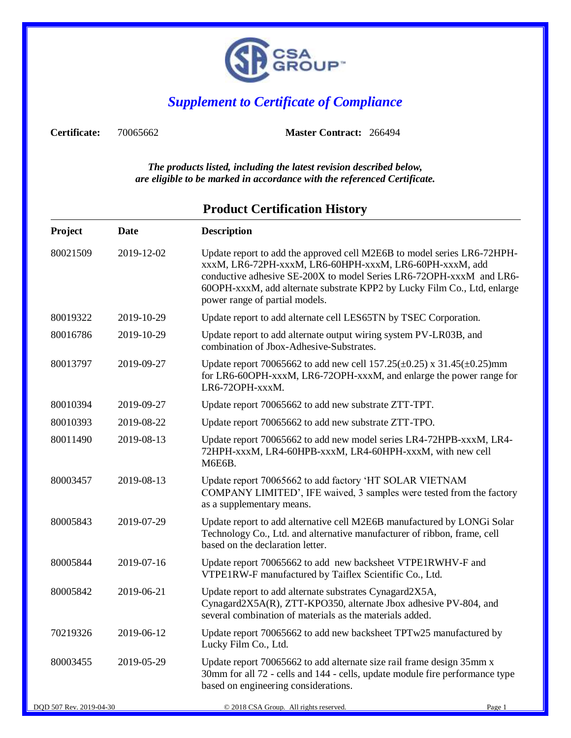## *Supplement to Certificate of Compliance*

**Certificate:** 70065662 **Master Contract:** 266494

***The products listed, including the latest revision described below, are eligible to be marked in accordance with the referenced Certificate.***

### Product Certification History

| Project | Date | Description |
|---|---|---|
| 80021509 | 2019-12-02 | Update report to add the approved cell M2E6B to model series LR6-72HPH-xxxM, LR6-72PH-xxxM, LR6-60HPH-xxxM, LR6-60PH-xxxM, add conductive adhesive SE-200X to model Series LR6-72OPH-xxxM and LR6-60OPH-xxxM, add alternate substrate KPP2 by Lucky Film Co., Ltd, enlarge power range of partial models. |
| 80019322 | 2019-10-29 | Update report to add alternate cell LES65TN by TSEC Corporation. |
| 80016786 | 2019-10-29 | Update report to add alternate output wiring system PV-LR03B, and combination of Jbox-Adhesive-Substrates. |
| 80013797 | 2019-09-27 | Update report 70065662 to add new cell 157.25(±0.25) x 31.45(±0.25)mm for LR6-60OPH-xxxM, LR6-72OPH-xxxM, and enlarge the power range for LR6-72OPH-xxxM. |
| 80010394 | 2019-09-27 | Update report 70065662 to add new substrate ZTT-TPT. |
| 80010393 | 2019-08-22 | Update report 70065662 to add new substrate ZTT-TPO. |
| 80011490 | 2019-08-13 | Update report 70065662 to add new model series LR4-72HPB-xxxM, LR4-72HPH-xxxM, LR4-60HPB-xxxM, LR4-60HPH-xxxM, with new cell M6E6B. |
| 80003457 | 2019-08-13 | Update report 70065662 to add factory 'HT SOLAR VIETNAM COMPANY LIMITED', IFE waived, 3 samples were tested from the factory as a supplementary means. |
| 80005843 | 2019-07-29 | Update report to add alternative cell M2E6B manufactured by LONGi Solar Technology Co., Ltd. and alternative manufacturer of ribbon, frame, cell based on the declaration letter. |
| 80005844 | 2019-07-16 | Update report 70065662 to add new backsheet VTPE1RWHV-F and VTPE1RW-F manufactured by Taiflex Scientific Co., Ltd. |
| 80005842 | 2019-06-21 | Update report to add alternate substrates Cynagard2X5A, Cynagard2X5A(R), ZTT-KPO350, alternate Jbox adhesive PV-804, and several combination of materials as the materials added. |
| 70219326 | 2019-06-12 | Update report 70065662 to add new backsheet TPTw25 manufactured by Lucky Film Co., Ltd. |
| 80003455 | 2019-05-29 | Update report 70065662 to add alternate size rail frame design 35mm x 30mm for all 72 - cells and 144 - cells, update module fire performance type based on engineering considerations. |

DQD 507 Rev. 2019-04-30 © 2018 CSA Group. All rights reserved.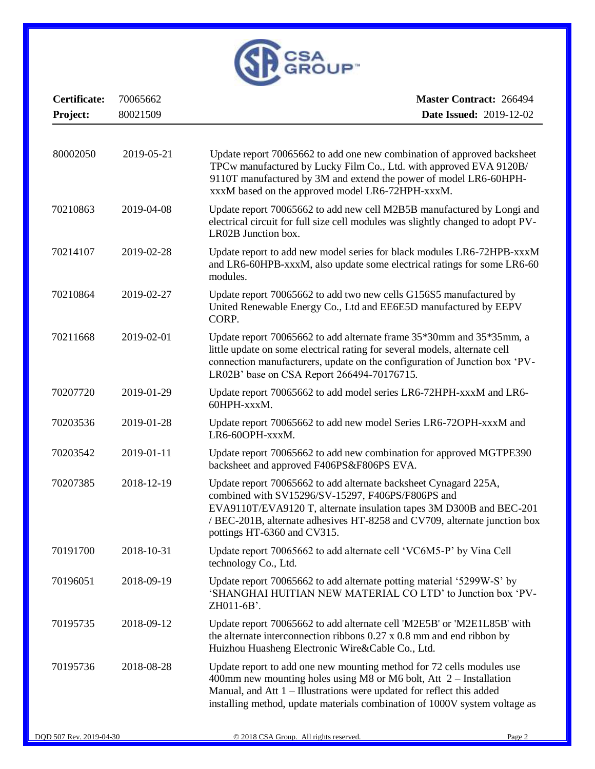**Certificate:** 70065662 **Master Contract:** 266494
**Project:** 80021509 **Date Issued:** 2019-12-02

| | | |
|---|---|---|
| 80002050 | 2019-05-21 | Update report 70065662 to add one new combination of approved backsheet TPCw manufactured by Lucky Film Co., Ltd. with approved EVA 9120B/ 9110T manufactured by 3M and extend the power of model LR6-60HPH-xxxM based on the approved model LR6-72HPH-xxxM. |
| 70210863 | 2019-04-08 | Update report 70065662 to add new cell M2B5B manufactured by Longi and electrical circuit for full size cell modules was slightly changed to adopt PV-LR02B Junction box. |
| 70214107 | 2019-02-28 | Update report to add new model series for black modules LR6-72HPB-xxxM and LR6-60HPB-xxxM, also update some electrical ratings for some LR6-60 modules. |
| 70210864 | 2019-02-27 | Update report 70065662 to add two new cells G156S5 manufactured by United Renewable Energy Co., Ltd and EE6E5D manufactured by EEPV CORP. |
| 70211668 | 2019-02-01 | Update report 70065662 to add alternate frame 35*30mm and 35*35mm, a little update on some electrical rating for several models, alternate cell connection manufacturers, update on the configuration of Junction box 'PV-LR02B' base on CSA Report 266494-70176715. |
| 70207720 | 2019-01-29 | Update report 70065662 to add model series LR6-72HPH-xxxM and LR6-60HPH-xxxM. |
| 70203536 | 2019-01-28 | Update report 70065662 to add new model Series LR6-72OPH-xxxM and LR6-60OPH-xxxM. |
| 70203542 | 2019-01-11 | Update report 70065662 to add new combination for approved MGTPE390 backsheet and approved F406PS&F806PS EVA. |
| 70207385 | 2018-12-19 | Update report 70065662 to add alternate backsheet Cynagard 225A, combined with SV15296/SV-15297, F406PS/F806PS and EVA9110T/EVA9120 T, alternate insulation tapes 3M D300B and BEC-201 / BEC-201B, alternate adhesives HT-8258 and CV709, alternate junction box pottings HT-6360 and CV315. |
| 70191700 | 2018-10-31 | Update report 70065662 to add alternate cell 'VC6M5-P' by Vina Cell technology Co., Ltd. |
| 70196051 | 2018-09-19 | Update report 70065662 to add alternate potting material '5299W-S' by 'SHANGHAI HUITIAN NEW MATERIAL CO LTD' to Junction box 'PV-ZH011-6B'. |
| 70195735 | 2018-09-12 | Update report 70065662 to add alternate cell 'M2E5B' or 'M2E1L85B' with the alternate interconnection ribbons 0.27 x 0.8 mm and end ribbon by Huizhou Huasheng Electronic Wire&Cable Co., Ltd. |
| 70195736 | 2018-08-28 | Update report to add one new mounting method for 72 cells modules use 400mm new mounting holes using M8 or M6 bolt, Att 2 – Installation Manual, and Att 1 – Illustrations were updated for reflect this added installing method, update materials combination of 1000V system voltage as |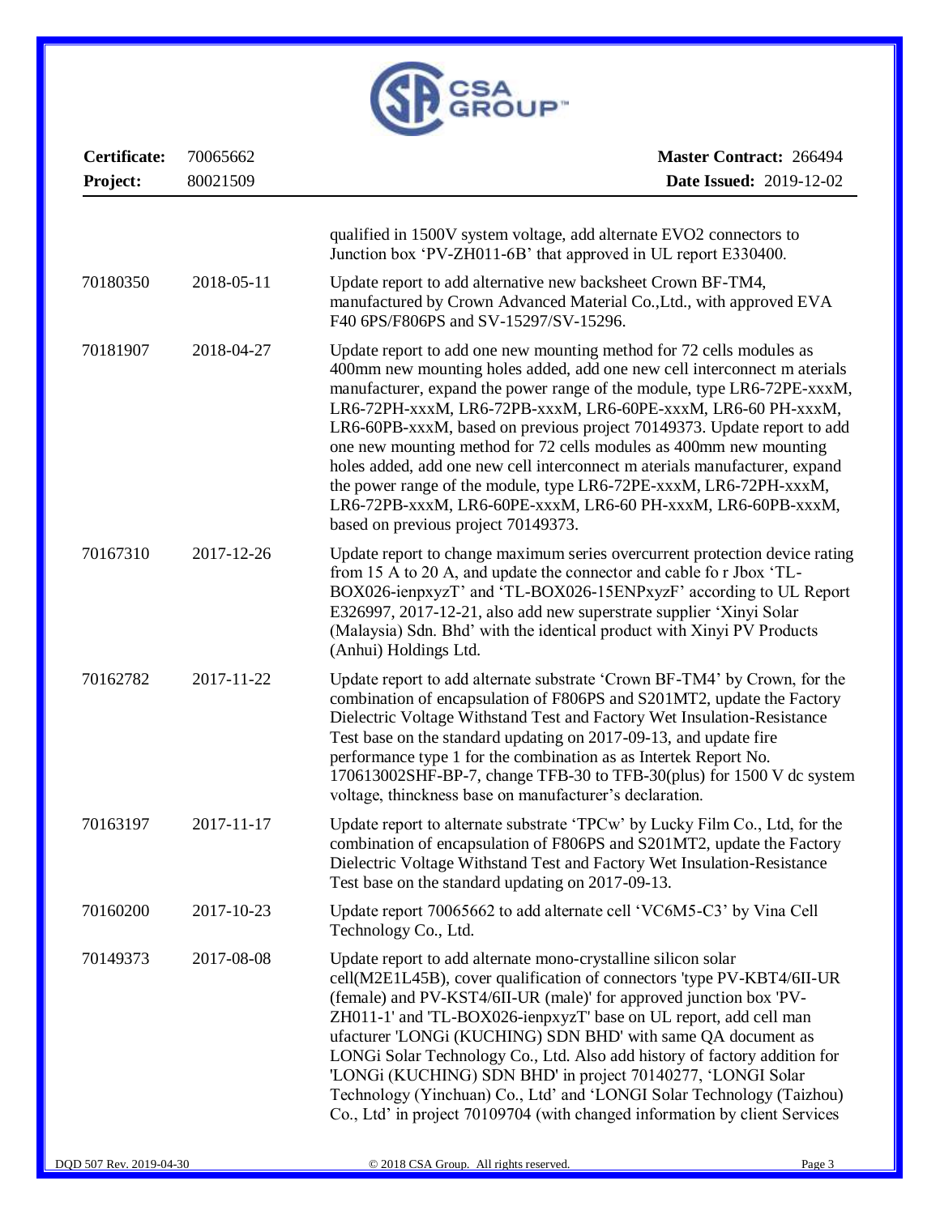**Certificate:** 70065662 **Master Contract:** 266494

**Project:** 80021509 **Date Issued:** 2019-12-02

| | | |
|---|---|---|
| | | qualified in 1500V system voltage, add alternate EVO2 connectors to Junction box 'PV-ZH011-6B' that approved in UL report E330400. |
| 70180350 | 2018-05-11 | Update report to add alternative new backsheet Crown BF-TM4, manufactured by Crown Advanced Material Co.,Ltd., with approved EVA F40 6PS/F806PS and SV-15297/SV-15296. |
| 70181907 | 2018-04-27 | Update report to add one new mounting method for 72 cells modules as 400mm new mounting holes added, add one new cell interconnect m aterials manufacturer, expand the power range of the module, type LR6-72PE-xxxM, LR6-72PH-xxxM, LR6-72PB-xxxM, LR6-60PE-xxxM, LR6-60 PH-xxxM, LR6-60PB-xxxM, based on previous project 70149373. Update report to add one new mounting method for 72 cells modules as 400mm new mounting holes added, add one new cell interconnect m aterials manufacturer, expand the power range of the module, type LR6-72PE-xxxM, LR6-72PH-xxxM, LR6-72PB-xxxM, LR6-60PE-xxxM, LR6-60 PH-xxxM, LR6-60PB-xxxM, based on previous project 70149373. |
| 70167310 | 2017-12-26 | Update report to change maximum series overcurrent protection device rating from 15 A to 20 A, and update the connector and cable fo r Jbox 'TL-BOX026-ienpxyzT' and 'TL-BOX026-15ENPxyzF' according to UL Report E326997, 2017-12-21, also add new superstrate supplier 'Xinyi Solar (Malaysia) Sdn. Bhd' with the identical product with Xinyi PV Products (Anhui) Holdings Ltd. |
| 70162782 | 2017-11-22 | Update report to add alternate substrate 'Crown BF-TM4' by Crown, for the combination of encapsulation of F806PS and S201MT2, update the Factory Dielectric Voltage Withstand Test and Factory Wet Insulation-Resistance Test base on the standard updating on 2017-09-13, and update fire performance type 1 for the combination as as Intertek Report No. 170613002SHF-BP-7, change TFB-30 to TFB-30(plus) for 1500 V dc system voltage, thinckness base on manufacturer's declaration. |
| 70163197 | 2017-11-17 | Update report to alternate substrate 'TPCw' by Lucky Film Co., Ltd, for the combination of encapsulation of F806PS and S201MT2, update the Factory Dielectric Voltage Withstand Test and Factory Wet Insulation-Resistance Test base on the standard updating on 2017-09-13. |
| 70160200 | 2017-10-23 | Update report 70065662 to add alternate cell 'VC6M5-C3' by Vina Cell Technology Co., Ltd. |
| 70149373 | 2017-08-08 | Update report to add alternate mono-crystalline silicon solar cell(M2E1L45B), cover qualification of connectors 'type PV-KBT4/6II-UR (female) and PV-KST4/6II-UR (male)' for approved junction box 'PV-ZH011-1' and 'TL-BOX026-ienpxyzT' base on UL report, add cell man ufacturer 'LONGi (KUCHING) SDN BHD' with same QA document as LONGi Solar Technology Co., Ltd. Also add history of factory addition for 'LONGi (KUCHING) SDN BHD' in project 70140277, 'LONGI Solar Technology (Yinchuan) Co., Ltd' and 'LONGI Solar Technology (Taizhou) Co., Ltd' in project 70109704 (with changed information by client Services |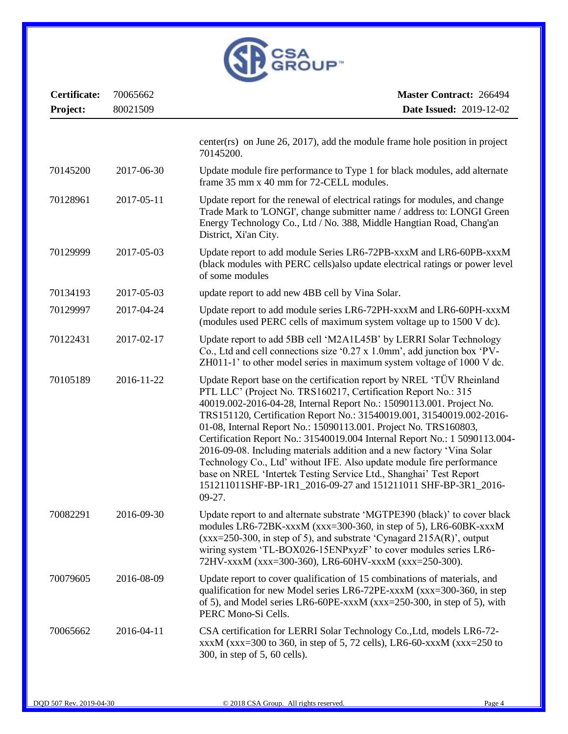| | | |
|---|---|---|
| | | center(rs) on June 26, 2017), add the module frame hole position in project 70145200. |
| 70145200 | 2017-06-30 | Update module fire performance to Type 1 for black modules, add alternate frame 35 mm x 40 mm for 72-CELL modules. |
| 70128961 | 2017-05-11 | Update report for the renewal of electrical ratings for modules, and change Trade Mark to 'LONGI', change submitter name / address to: LONGI Green Energy Technology Co., Ltd / No. 388, Middle Hangtian Road, Chang'an District, Xi'an City. |
| 70129999 | 2017-05-03 | Update report to add module Series LR6-72PB-xxxM and LR6-60PB-xxxM (black modules with PERC cells)also update electrical ratings or power level of some modules |
| 70134193 | 2017-05-03 | update report to add new 4BB cell by Vina Solar. |
| 70129997 | 2017-04-24 | Update report to add module series LR6-72PH-xxxM and LR6-60PH-xxxM (modules used PERC cells of maximum system voltage up to 1500 V dc). |
| 70122431 | 2017-02-17 | Update report to add 5BB cell 'M2A1L45B' by LERRI Solar Technology Co., Ltd and cell connections size '0.27 x 1.0mm', add junction box 'PV-ZH011-1' to other model series in maximum system voltage of 1000 V dc. |
| 70105189 | 2016-11-22 | Update Report base on the certification report by NREL 'TÜV Rheinland PTL LLC' (Project No. TRS160217, Certification Report No.: 315 40019.002-2016-04-28, Internal Report No.: 15090113.001. Project No. TRS151120, Certification Report No.: 31540019.001, 31540019.002-2016-01-08, Internal Report No.: 15090113.001. Project No. TRS160803, Certification Report No.: 31540019.004 Internal Report No.: 1 5090113.004-2016-09-08. Including materials addition and a new factory 'Vina Solar Technology Co., Ltd' without IFE. Also update module fire performance base on NREL 'Intertek Testing Service Ltd., Shanghai' Test Report 151211011SHF-BP-1R1_2016-09-27 and 151211011 SHF-BP-3R1_2016-09-27. |
| 70082291 | 2016-09-30 | Update report to and alternate substrate 'MGTPE390 (black)' to cover black modules LR6-72BK-xxxM (xxx=300-360, in step of 5), LR6-60BK-xxxM (xxx=250-300, in step of 5), and substrate 'Cynagard 215A(R)', output wiring system 'TL-BOX026-15ENPxyzF' to cover modules series LR6-72HV-xxxM (xxx=300-360), LR6-60HV-xxxM (xxx=250-300). |
| 70079605 | 2016-08-09 | Update report to cover qualification of 15 combinations of materials, and qualification for new Model series LR6-72PE-xxxM (xxx=300-360, in step of 5), and Model series LR6-60PE-xxxM (xxx=250-300, in step of 5), with PERC Mono-Si Cells. |
| 70065662 | 2016-04-11 | CSA certification for LERRI Solar Technology Co.,Ltd, models LR6-72-xxxM (xxx=300 to 360, in step of 5, 72 cells), LR6-60-xxxM (xxx=250 to 300, in step of 5, 60 cells). |